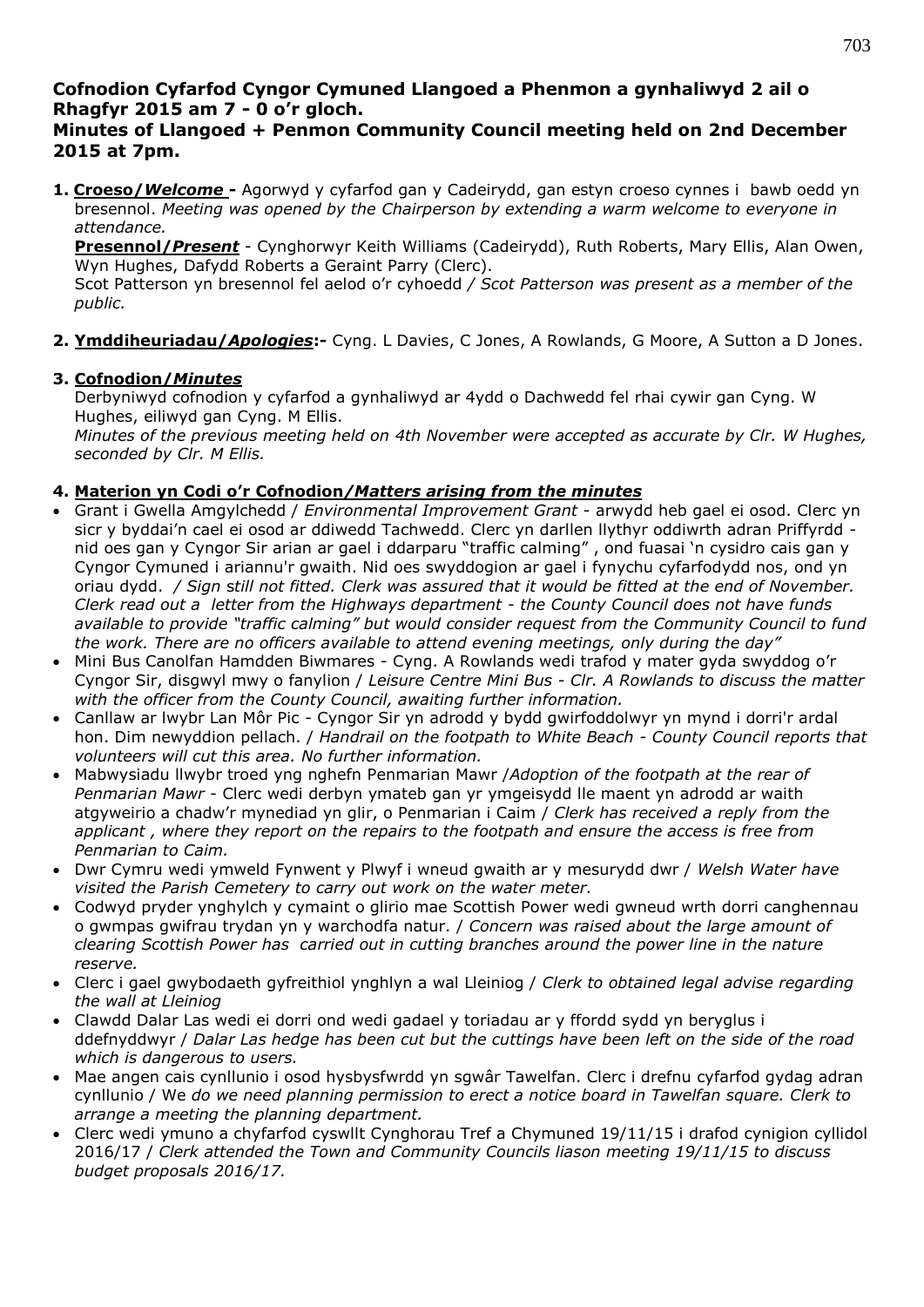# Cofnodion Cyfarfod Cyngor Cymuned Llangoed a Phenmon a gynhaliwyd 2 ail o Rhagfyr 2015 am 7 - 0 o'r gloch.
# Minutes of Llangoed + Penmon Community Council meeting held on 2nd December 2015 at 7pm.

**1. Croeso/*Welcome* -** Agorwyd y cyfarfod gan y Cadeirydd, gan estyn croeso cynnes i bawb oedd yn bresennol. *Meeting was opened by the Chairperson by extending a warm welcome to everyone in attendance.*

**Presennol/*Present*** - Cynghorwyr Keith Williams (Cadeirydd), Ruth Roberts, Mary Ellis, Alan Owen, Wyn Hughes, Dafydd Roberts a Geraint Parry (Clerc).

Scot Patterson yn bresennol fel aelod o'r cyhoedd */ Scot Patterson was present as a member of the public.*

**2. Ymddiheuriadau/*Apologies*:-** Cyng. L Davies, C Jones, A Rowlands, G Moore, A Sutton a D Jones.

**3. Cofnodion/*Minutes***

Derbyniwyd cofnodion y cyfarfod a gynhaliwyd ar 4ydd o Dachwedd fel rhai cywir gan Cyng. W Hughes, eiliwyd gan Cyng. M Ellis.

*Minutes of the previous meeting held on 4th November were accepted as accurate by Clr. W Hughes, seconded by Clr. M Ellis.*

**4. Materion yn Codi o'r Cofnodion/*Matters arising from the minutes***

- Grant i Gwella Amgylchedd / *Environmental Improvement Grant* - arwydd heb gael ei osod. Clerc yn sicr y byddai'n cael ei osod ar ddiwedd Tachwedd. Clerc yn darllen llythyr oddiwrth adran Priffyrdd - nid oes gan y Cyngor Sir arian ar gael i ddarparu "traffic calming" , ond fuasai 'n cysidro cais gan y Cyngor Cymuned i ariannu'r gwaith. Nid oes swyddogion ar gael i fynychu cyfarfodydd nos, ond yn oriau dydd. */ Sign still not fitted. Clerk was assured that it would be fitted at the end of November. Clerk read out a letter from the Highways department - the County Council does not have funds available to provide "traffic calming" but would consider request from the Community Council to fund the work. There are no officers available to attend evening meetings, only during the day"*
- Mini Bus Canolfan Hamdden Biwmares - Cyng. A Rowlands wedi trafod y mater gyda swyddog o'r Cyngor Sir, disgwyl mwy o fanylion / *Leisure Centre Mini Bus - Clr. A Rowlands to discuss the matter with the officer from the County Council, awaiting further information.*
- Canllaw ar lwybr Lan Môr Pic - Cyngor Sir yn adrodd y bydd gwirfoddolwyr yn mynd i dorri'r ardal hon. Dim newyddion pellach. / *Handrail on the footpath to White Beach - County Council reports that volunteers will cut this area. No further information.*
- Mabwysiadu llwybr troed yng nghefn Penmarian Mawr /*Adoption of the footpath at the rear of Penmarian Mawr* - Clerc wedi derbyn ymateb gan yr ymgeisydd lle maent yn adrodd ar waith atgyweirio a chadw'r mynediad yn glir, o Penmarian i Caim / *Clerk has received a reply from the applicant , where they report on the repairs to the footpath and ensure the access is free from Penmarian to Caim.*
- Dwr Cymru wedi ymweld Fynwent y Plwyf i wneud gwaith ar y mesurydd dwr / *Welsh Water have visited the Parish Cemetery to carry out work on the water meter.*
- Codwyd pryder ynghylch y cymaint o glirio mae Scottish Power wedi gwneud wrth dorri canghennau o gwmpas gwifrau trydan yn y warchodfa natur. / *Concern was raised about the large amount of clearing Scottish Power has carried out in cutting branches around the power line in the nature reserve.*
- Clerc i gael gwybodaeth gyfreithiol ynghlyn a wal Lleiniog / *Clerk to obtained legal advise regarding the wall at Lleiniog*
- Clawdd Dalar Las wedi ei dorri ond wedi gadael y toriadau ar y ffordd sydd yn beryglus i ddefnyddwyr / *Dalar Las hedge has been cut but the cuttings have been left on the side of the road which is dangerous to users.*
- Mae angen cais cynllunio i osod hysbysfwrdd yn sgwâr Tawelfan. Clerc i drefnu cyfarfod gydag adran cynllunio / We *do we need planning permission to erect a notice board in Tawelfan square. Clerk to arrange a meeting the planning department.*
- Clerc wedi ymuno a chyfarfod cyswllt Cynghorau Tref a Chymuned 19/11/15 i drafod cynigion cyllidol 2016/17 / *Clerk attended the Town and Community Councils liason meeting 19/11/15 to discuss budget proposals 2016/17.*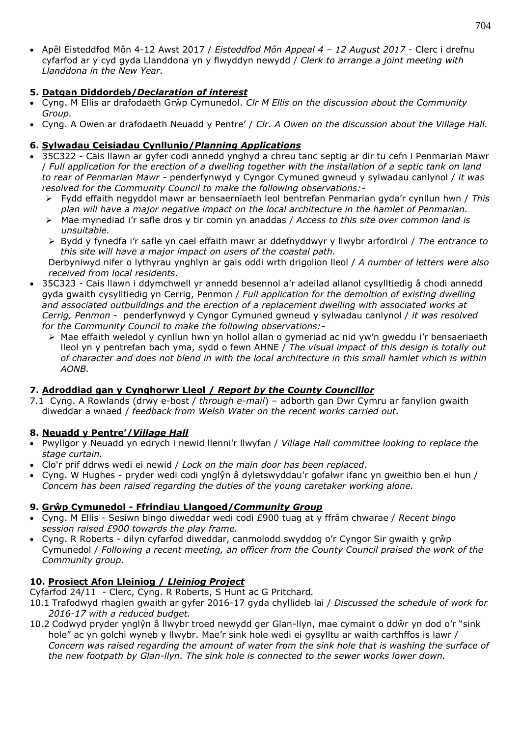- Apêl Eisteddfod Môn 4-12 Awst 2017 / *Eisteddfod Môn Appeal 4 – 12 August 2017* - Clerc i drefnu cyfarfod ar y cyd gyda Llanddona yn y flwyddyn newydd / *Clerk to arrange a joint meeting with Llanddona in the New Year.*

### 5. <u>Datgan Diddordeb/*Declaration of interest*</u>

- Cyng. M Ellis ar drafodaeth Grŵp Cymunedol. *Clr M Ellis on the discussion about the Community Group.*
- Cyng. A Owen ar drafodaeth Neuadd y Pentre' / *Clr. A Owen on the discussion about the Village Hall.*

### 6. <u>Sylwadau Ceisiadau Cynllunio/*Planning Applications*</u>

- 35C322 - Cais llawn ar gyfer codi annedd ynghyd a chreu tanc septig ar dir tu cefn i Penmarian Mawr / *Full application for the erection of a dwelling together with the installation of a septic tank on land to rear of Penmarian Mawr* - penderfynwyd y Cyngor Cymuned gwneud y sylwadau canlynol / *it was resolved for the Community Council to make the following observations:-*
  - Fydd effaith negyddol mawr ar bensaernïaeth leol bentrefan Penmarian gyda'r cynllun hwn / *This plan will have a major negative impact on the local architecture in the hamlet of Penmarian.*
  - Mae mynediad i'r safle dros y tir comin yn anaddas / *Access to this site over common land is unsuitable.*
  - Bydd y fynedfa i'r safle yn cael effaith mawr ar ddefnyddwyr y llwybr arfordirol / *The entrance to this site will have a major impact on users of the coastal path.*

  Derbyniwyd nifer o lythyrau ynghlyn ar gais oddi wrth drigolion lleol / *A number of letters were also received from local residents.*
- 35C323 - Cais llawn i ddymchwell yr annedd besennol a'r adeilad allanol cysylltiedig â chodi annedd gyda gwaith cysylltiedig yn Cerrig, Penmon / *Full application for the demoltion of existing dwelling and associated outbuildings and the erection of a replacement dwelling with associated works at Cerrig, Penmon* - penderfynwyd y Cyngor Cymuned gwneud y sylwadau canlynol / *it was resolved for the Community Council to make the following observations:-*
  - Mae effaith weledol y cynllun hwn yn hollol allan o gymeriad ac nid yw'n gweddu i'r bensaeriaeth lleol yn y pentrefan bach yma, sydd o fewn AHNE / *The visual impact of this design is totally out of character and does not blend in with the local architecture in this small hamlet which is within AONB.*

### 7. <u>Adroddiad gan y Cynghorwr Lleol / *Report by the County Councillor*</u>

7.1 Cyng. A Rowlands (drwy e-bost / *through e-mail*) – adborth gan Dwr Cymru ar fanylion gwaith diweddar a wnaed / *feedback from Welsh Water on the recent works carried out.*

### 8. <u>Neuadd y Pentre'/*Village Hall*</u>

- Pwyllgor y Neuadd yn edrych i newid llenni'r llwyfan / *Village Hall committee looking to replace the stage curtain.*
- Clo'r prif ddrws wedi ei newid / *Lock on the main door has been replaced*.
- Cyng. W Hughes - pryder wedi codi ynglŷn â dyletswyddau'r gofalwr ifanc yn gweithio ben ei hun / *Concern has been raised regarding the duties of the young caretaker working alone.*

### 9. <u>Grŵp Cymunedol - Ffrindiau Llangoed/*Community Group*</u>

- Cyng. M Ellis - Sesiwn bingo diweddar wedi codi £900 tuag at y ffrâm chwarae / *Recent bingo session raised £900 towards the play frame.*
- Cyng. R Roberts - dilyn cyfarfod diweddar, canmolodd swyddog o'r Cyngor Sir gwaith y grŵp Cymunedol / *Following a recent meeting, an officer from the County Council praised the work of the Community group.*

### 10. <u>Prosiect Afon Lleiniog / *Lleiniog Project*</u>

Cyfarfod 24/11 - Clerc, Cyng. R Roberts, S Hunt ac G Pritchard.

10.1 Trafodwyd rhaglen gwaith ar gyfer 2016-17 gyda chyllideb lai / *Discussed the schedule of work for 2016-17 with a reduced budget.*

10.2 Codwyd pryder ynglŷn â llwybr troed newydd ger Glan-llyn, mae cymaint o ddŵr yn dod o'r "sink hole" ac yn golchi wyneb y llwybr. Mae'r sink hole wedi ei gysylltu ar waith carthffos is lawr / *Concern was raised regarding the amount of water from the sink hole that is washing the surface of the new footpath by Glan-llyn. The sink hole is connected to the sewer works lower down.*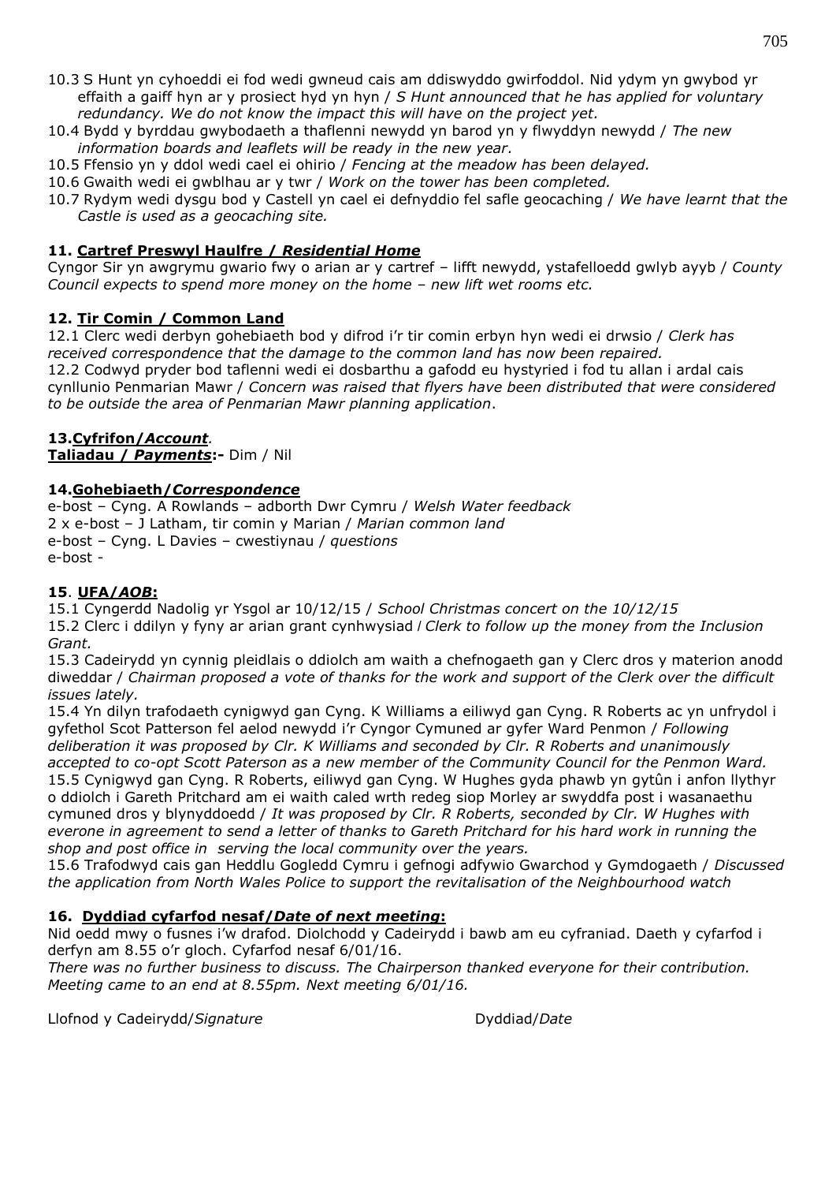10.3 S Hunt yn cyhoeddi ei fod wedi gwneud cais am ddiswyddo gwirfoddol. Nid ydym yn gwybod yr effaith a gaiff hyn ar y prosiect hyd yn hyn / *S Hunt announced that he has applied for voluntary redundancy. We do not know the impact this will have on the project yet.*

10.4 Bydd y byrddau gwybodaeth a thaflenni newydd yn barod yn y flwyddyn newydd / *The new information boards and leaflets will be ready in the new year.*

10.5 Ffensio yn y ddol wedi cael ei ohirio / *Fencing at the meadow has been delayed.*

10.6 Gwaith wedi ei gwblhau ar y twr / *Work on the tower has been completed.*

10.7 Rydym wedi dysgu bod y Castell yn cael ei defnyddio fel safle geocaching / *We have learnt that the Castle is used as a geocaching site.*

### 11. Cartref Preswyl Haulfre / *Residential Home*

Cyngor Sir yn awgrymu gwario fwy o arian ar y cartref – lifft newydd, ystafelloedd gwlyb ayyb / *County Council expects to spend more money on the home – new lift wet rooms etc.*

### 12. Tir Comin / Common Land

12.1 Clerc wedi derbyn gohebiaeth bod y difrod i'r tir comin erbyn hyn wedi ei drwsio / *Clerk has received correspondence that the damage to the common land has now been repaired.*

12.2 Codwyd pryder bod taflenni wedi ei dosbarthu a gafodd eu hystyried i fod tu allan i ardal cais cynllunio Penmarian Mawr / *Concern was raised that flyers have been distributed that were considered to be outside the area of Penmarian Mawr planning application*.

### 13.Cyfrifon/*Account*.

**Taliadau / *Payments*:-** Dim / Nil

### 14.Gohebiaeth/*Correspondence*

e-bost – Cyng. A Rowlands – adborth Dwr Cymru / *Welsh Water feedback*
2 x e-bost – J Latham, tir comin y Marian / *Marian common land*
e-bost – Cyng. L Davies – cwestiynau / *questions*
e-bost -

### 15. UFA/*AOB*:

15.1 Cyngerdd Nadolig yr Ysgol ar 10/12/15 / *School Christmas concert on the 10/12/15*

15.2 Clerc i ddilyn y fyny ar arian grant cynhwysiad / *Clerk to follow up the money from the Inclusion Grant.*

15.3 Cadeirydd yn cynnig pleidlais o ddiolch am waith a chefnogaeth gan y Clerc dros y materion anodd diweddar / *Chairman proposed a vote of thanks for the work and support of the Clerk over the difficult issues lately.*

15.4 Yn dilyn trafodaeth cynigwyd gan Cyng. K Williams a eiliwyd gan Cyng. R Roberts ac yn unfrydol i gyfethol Scot Patterson fel aelod newydd i'r Cyngor Cymuned ar gyfer Ward Penmon / *Following deliberation it was proposed by Clr. K Williams and seconded by Clr. R Roberts and unanimously accepted to co-opt Scott Paterson as a new member of the Community Council for the Penmon Ward.*

15.5 Cynigwyd gan Cyng. R Roberts, eiliwyd gan Cyng. W Hughes gyda phawb yn gytûn i anfon llythyr o ddiolch i Gareth Pritchard am ei waith caled wrth redeg siop Morley ar swyddfa post i wasanaethu cymuned dros y blynyddoedd / *It was proposed by Clr. R Roberts, seconded by Clr. W Hughes with everone in agreement to send a letter of thanks to Gareth Pritchard for his hard work in running the shop and post office in serving the local community over the years.*

15.6 Trafodwyd cais gan Heddlu Gogledd Cymru i gefnogi adfywio Gwarchod y Gymdogaeth / *Discussed the application from North Wales Police to support the revitalisation of the Neighbourhood watch*

### 16. Dyddiad cyfarfod nesaf/*Date of next meeting*:

Nid oedd mwy o fusnes i'w drafod. Diolchodd y Cadeirydd i bawb am eu cyfraniad. Daeth y cyfarfod i derfyn am 8.55 o'r gloch. Cyfarfod nesaf 6/01/16.

*There was no further business to discuss. The Chairperson thanked everyone for their contribution. Meeting came to an end at 8.55pm. Next meeting 6/01/16.*

Llofnod y Cadeirydd/*Signature* Dyddiad/*Date*